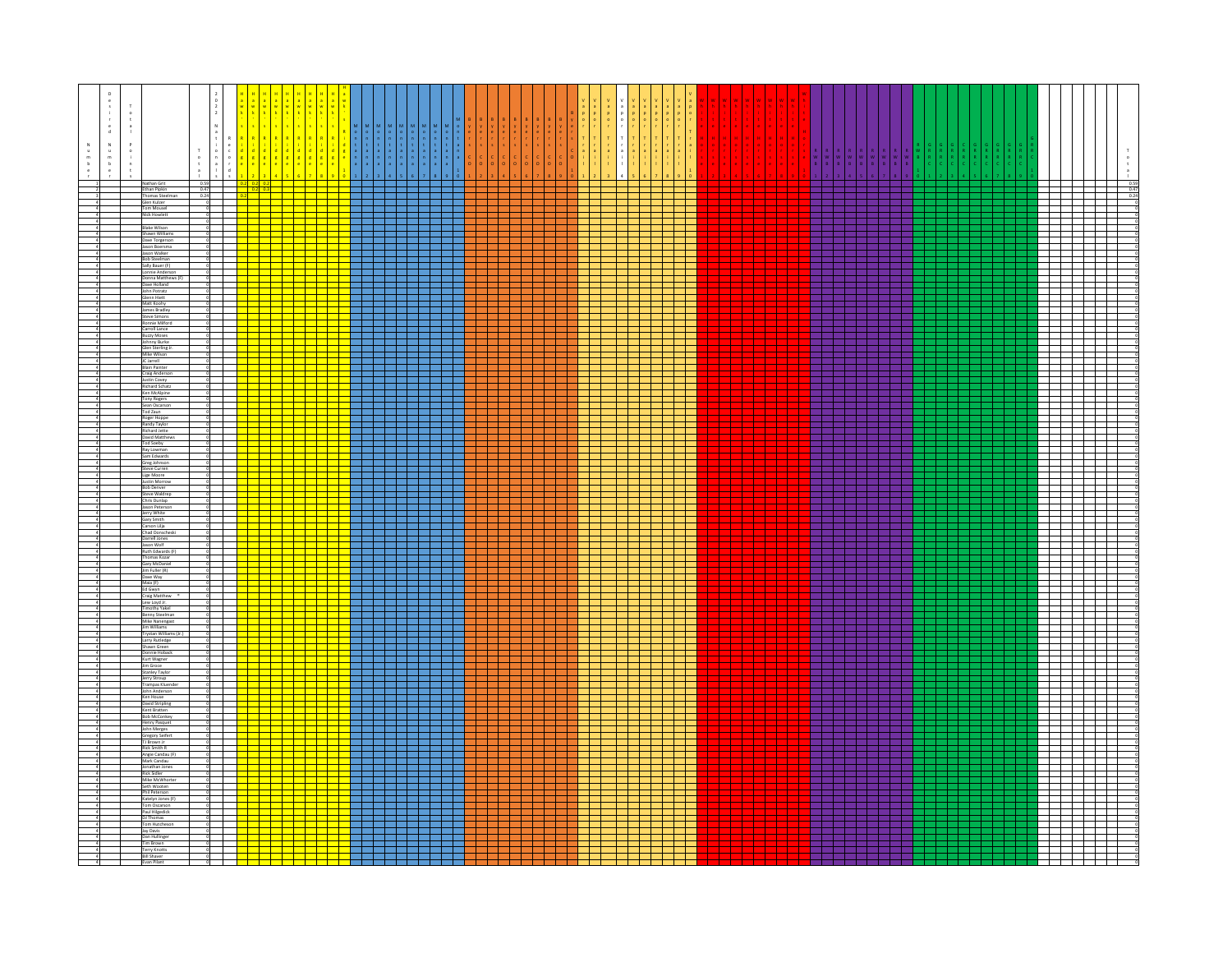| Number | Desired Number | Total Points | Name | Total | 2022 National Records | Records | Hawks Ridge 1 | Hawks Ridge 2 | Hawks Ridge 3 | Total |
|---|---|---|---|---|---|---|---|---|---|---|
| 1 | | | Nathan Grit | 0.59 | | | 0.2 | 0.2 | 0.2 | 0.59 |
| 2 | | | Ethan Pipkin | 0.47 | | | | 0.2 | 0.3 | 0.47 |
| 3 | | | Thomas Steelman | 0.24 | | | 0.2 | | | 0.24 |
| 4 | | | Glen Kulzer | 0 | | | | | | 0 |
| 4 | | | Tom Mousel | 0 | | | | | | 0 |
| 4 | | | Nick Howlett | 0 | | | | | | 0 |
| 4 | | | | 0 | | | | | | 0 |
| 4 | | | Blake Wilson | 0 | | | | | | 0 |
| 4 | | | Shawn Williams | 0 | | | | | | 0 |
| 4 | | | Dave Torgerson | 0 | | | | | | 0 |
| 4 | | | Jason Boersma | 0 | | | | | | 0 |
| 4 | | | Jason Walker | 0 | | | | | | 0 |
| 4 | | | Bob Steelman | 0 | | | | | | 0 |
| 4 | | | Sally Bauer (F) | 0 | | | | | | 0 |
| 4 | | | Lonnie Anderson | 0 | | | | | | 0 |
| 4 | | | Donna Matthews (F) | 0 | | | | | | 0 |
| 4 | | | Dave Holland | 0 | | | | | | 0 |
| 4 | | | John Potratz | 0 | | | | | | 0 |
| 4 | | | Glenn Hiett | 0 | | | | | | 0 |
| 4 | | | Matt Koohy | 0 | | | | | | 0 |
| 4 | | | James Bradley | 0 | | | | | | 0 |
| 4 | | | Steve Simons | 0 | | | | | | 0 |
| 4 | | | Ronnie Milford | 0 | | | | | | 0 |
| 4 | | | Carroll Lance | 0 | | | | | | 0 |
| 4 | | | Buzzy Moses | 0 | | | | | | 0 |
| 4 | | | Johnny Burke | 0 | | | | | | 0 |
| 4 | | | Glen Sterling Jr | 0 | | | | | | 0 |
| 4 | | | Mike Wilson | 0 | | | | | | 0 |
| 4 | | | JC Jarrell | 0 | | | | | | 0 |
| 4 | | | Blain Painter | 0 | | | | | | 0 |
| 4 | | | Craig Anderson | 0 | | | | | | 0 |
| 4 | | | Justin Covey | 0 | | | | | | 0 |
| 4 | | | Richard Schatz | 0 | | | | | | 0 |
| 4 | | | Ken McAlpine | 0 | | | | | | 0 |
| 4 | | | Tony Rogers | 0 | | | | | | 0 |
| 4 | | | Sean Oscarson | 0 | | | | | | 0 |
| 4 | | | Tod Zaun | 0 | | | | | | 0 |
| 4 | | | Roger Hoppe | 0 | | | | | | 0 |
| 4 | | | Randy Taylor | 0 | | | | | | 0 |
| 4 | | | Richard Jette | 0 | | | | | | 0 |
| 4 | | | David Matthews | 0 | | | | | | 0 |
| 4 | | | Tod Seeby | 0 | | | | | | 0 |
| 4 | | | Ray Lowman | 0 | | | | | | 0 |
| 4 | | | Sam Edwards | 0 | | | | | | 0 |
| 4 | | | Greg Johnson | 0 | | | | | | 0 |
| 4 | | | Steve Curren | 0 | | | | | | 0 |
| 4 | | | Lige Moore | 0 | | | | | | 0 |
| 4 | | | Justin Morrow | 0 | | | | | | 0 |
| 4 | | | Bob Denver | 0 | | | | | | 0 |
| 4 | | | Steve Waldrop | 0 | | | | | | 0 |
| 4 | | | Chris Dunlap | 0 | | | | | | 0 |
| 4 | | | Jason Peterson | 0 | | | | | | 0 |
| 4 | | | Jerry White | 0 | | | | | | 0 |
| 4 | | | Gary Smith | 0 | | | | | | 0 |
| 4 | | | Carson Lilja | 0 | | | | | | 0 |
| 4 | | | Chad Doruchoski | 0 | | | | | | 0 |
| 4 | | | Darrell Jones | 0 | | | | | | 0 |
| 4 | | | Jason Wolf | 0 | | | | | | 0 |
| 4 | | | Ruth Edwards (F) | 0 | | | | | | 0 |
| 4 | | | Thomas Kozar | 0 | | | | | | 0 |
| 4 | | | Gary McDaniel | 0 | | | | | | 0 |
| 4 | | | Jim Fuller (R) | 0 | | | | | | 0 |
| 4 | | | Dave Way | 0 | | | | | | 0 |
| 4 | | | Maia (F) | 0 | | | | | | 0 |
| 4 | | | Ed Gwyn | 0 | | | | | | 0 |
| 4 | | | Craig Matthew * | 0 | | | | | | 0 |
| 4 | | | Lew Loyd Jr. | 0 | | | | | | 0 |
| 4 | | | Timothy Yakel | 0 | | | | | | 0 |
| 4 | | | Benny Steelman | 0 | | | | | | 0 |
| 4 | | | Mike Nanengast | 0 | | | | | | 0 |
| 4 | | | Jim Williams | 0 | | | | | | 0 |
| 4 | | | Trystan Williams (Jr.) | 0 | | | | | | 0 |
| 4 | | | Larry Rutledge | 0 | | | | | | 0 |
| 4 | | | Shawn Green | 0 | | | | | | 0 |
| 4 | | | Donnie Holsack | 0 | | | | | | 0 |
| 4 | | | Kurt Wagner | 0 | | | | | | 0 |
| 4 | | | Jim Groce | 0 | | | | | | 0 |
| 4 | | | Stanley Taylor | 0 | | | | | | 0 |
| 4 | | | Jerry Stroup | 0 | | | | | | 0 |
| 4 | | | Trampas Kluender | 0 | | | | | | 0 |
| 4 | | | John Anderson | 0 | | | | | | 0 |
| 4 | | | Ken House | 0 | | | | | | 0 |
| 4 | | | David Stripling | 0 | | | | | | 0 |
| 4 | | | Kent Bratten | 0 | | | | | | 0 |
| 4 | | | Bob McConkey | 0 | | | | | | 0 |
| 4 | | | Henry Pasquet | 0 | | | | | | 0 |
| 4 | | | John Merges | 0 | | | | | | 0 |
| 4 | | | Gregory Seifert | 0 | | | | | | 0 |
| 4 | | | TJ Brown Jr | 0 | | | | | | 0 |
| 4 | | | Rick Smith R | 0 | | | | | | 0 |
| 4 | | | Angie Candau (F) | 0 | | | | | | 0 |
| 4 | | | Mark Candau | 0 | | | | | | 0 |
| 4 | | | Jonathan Jones | 0 | | | | | | 0 |
| 4 | | | Rick Sidler | 0 | | | | | | 0 |
| 4 | | | Mike McWhorter | 0 | | | | | | 0 |
| 4 | | | Seth Wooten | 0 | | | | | | 0 |
| 4 | | | Phil Peterson | 0 | | | | | | 0 |
| 4 | | | Katelyn Jones (F) | 0 | | | | | | 0 |
| 4 | | | Tom Oscarson | 0 | | | | | | 0 |
| 4 | | | Paul Hilgedick | 0 | | | | | | 0 |
| 4 | | | DJ Thomas | 0 | | | | | | 0 |
| 4 | | | Tom Hutcheson | 0 | | | | | | 0 |
| 4 | | | Jay Davis | 0 | | | | | | 0 |
| 4 | | | Dan Hullinger | 0 | | | | | | 0 |
| 4 | | | Tim Brown | 0 | | | | | | 0 |
| 4 | | | Terry Knotts | 0 | | | | | | 0 |
| 4 | | | Bill Shaver | 0 | | | | | | 0 |
| 4 | | | Evan Pilant | 0 | | | | | | 0 |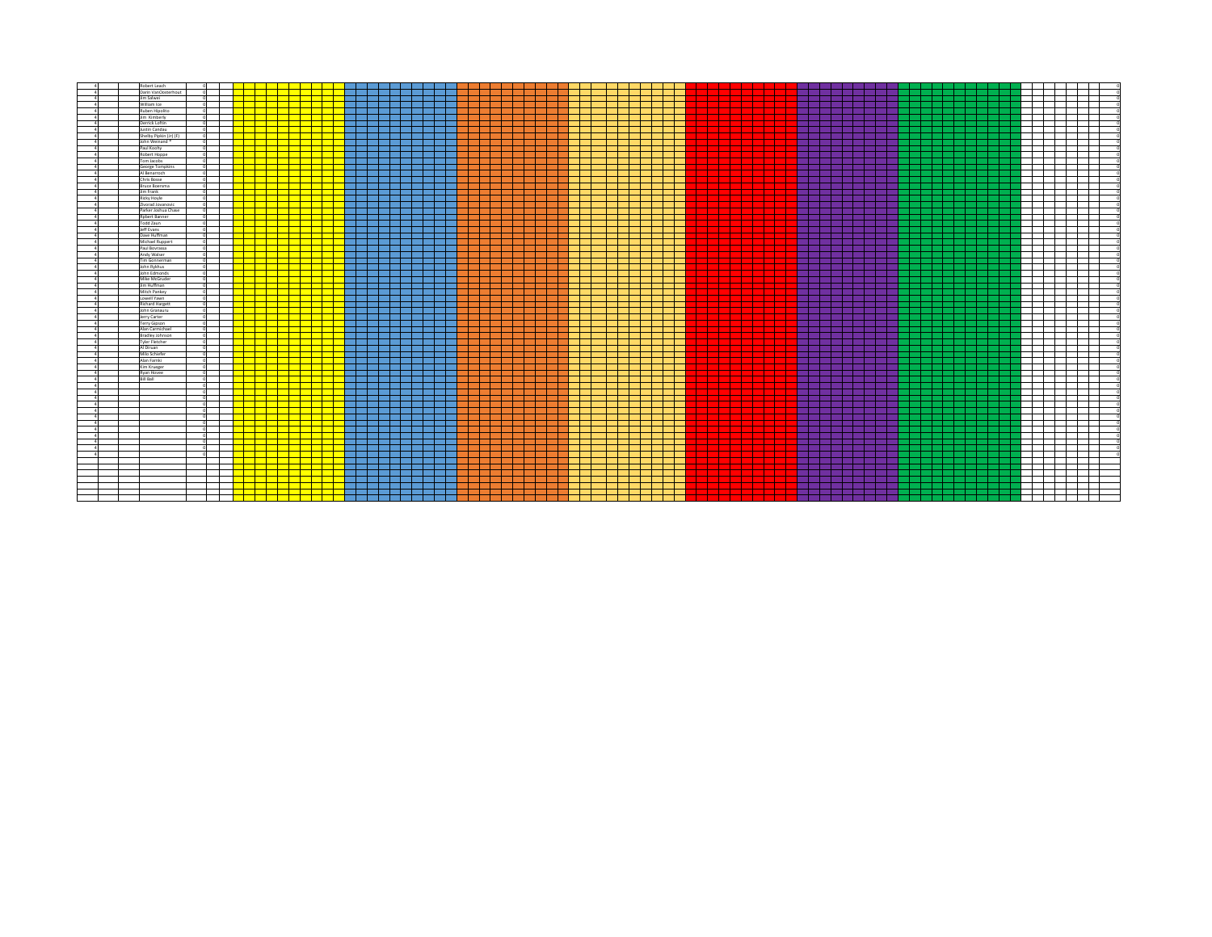| | | | | | |
|---|---|---|---|---|---|
| 4 | | | Robert Leach | 0 | 0 |
| 4 | | | Darin VanOosterhout | 0 | 0 |
| 4 | | | Jim Salwei | 0 | 0 |
| 4 | | | William Ice | 0 | 0 |
| 4 | | | Ruben Hipolito | 0 | 0 |
| 4 | | | Jim Kimberly | 0 | 0 |
| 4 | | | Derrick Loftin | 0 | 0 |
| 4 | | | Justin Cerdeu | 0 | 0 |
| 4 | | | Shelby Popkin (Jr) (F) | 0 | 0 |
| 4 | | | John Weinand * | 0 | 0 |
| 4 | | | Paul Koolty | 0 | 0 |
| 4 | | | Robert Hoppe | 0 | 0 |
| 4 | | | Tom Jacobs | 0 | 0 |
| 4 | | | George Tompkins | 0 | 0 |
| 4 | | | Al Benarroch | 0 | 0 |
| 4 | | | Chris Bosse | 0 | 0 |
| 4 | | | Bruce Boersma | 0 | 0 |
| 4 | | | Jim Frank | 0 | 0 |
| 4 | | | Ricky Hoyle | 0 | 0 |
| 4 | | | Dvorad Jovanovic | 0 | 0 |
| 4 | | | Parker Joshua Chase | 0 | 0 |
| 4 | | | Rpbert Banner | 0 | 0 |
| 4 | | | Todd Zaun | 0 | 0 |
| 4 | | | Jeff Evans | 0 | 0 |
| 4 | | | Dave Huffman | 0 | 0 |
| 4 | | | Michael Ruppert | 0 | 0 |
| 4 | | | Paul Bovnassa | 0 | 0 |
| 4 | | | Andy Walser | 0 | 0 |
| 4 | | | Tim Gonnerman | 0 | 0 |
| 4 | | | John Rykhus | 0 | 0 |
| 4 | | | John Edmonds | 0 | 0 |
| 4 | | | Mike McGruder | 0 | 0 |
| 4 | | | Jim Huffman | 0 | 0 |
| 4 | | | Mitch Pankey | 0 | 0 |
| 4 | | | Lowell Yoon | 0 | 0 |
| 4 | | | Richard Hargett | 0 | 0 |
| 4 | | | John Granauro | 0 | 0 |
| 4 | | | Jerry Carter | 0 | 0 |
| 4 | | | Terry Gipson | 0 | 0 |
| 4 | | | Alan Carmichael | 0 | 0 |
| 4 | | | Bradley Johnson | 0 | 0 |
| 4 | | | Tyler Fletcher | 0 | 0 |
| 4 | | | Al Dirusn | 0 | 0 |
| 4 | | | Milo Schiefer | 0 | 0 |
| 4 | | | Alan Famki | 0 | 0 |
| 4 | | | Kim Krueger | 0 | 0 |
| 4 | | | Ryan Hovee | 0 | 0 |
| 4 | | | Bill Bell | 0 | 0 |
| 4 | | | | 0 | 0 |
| 4 | | | | 0 | 0 |
| 4 | | | | 0 | 0 |
| 4 | | | | 0 | 0 |
| 4 | | | | 0 | 0 |
| 4 | | | | 0 | 0 |
| 4 | | | | 0 | 0 |
| 4 | | | | 0 | 0 |
| 4 | | | | 0 | 0 |
| 4 | | | | 0 | 0 |
| 4 | | | | 0 | 0 |
| 4 | | | | 0 | 0 |